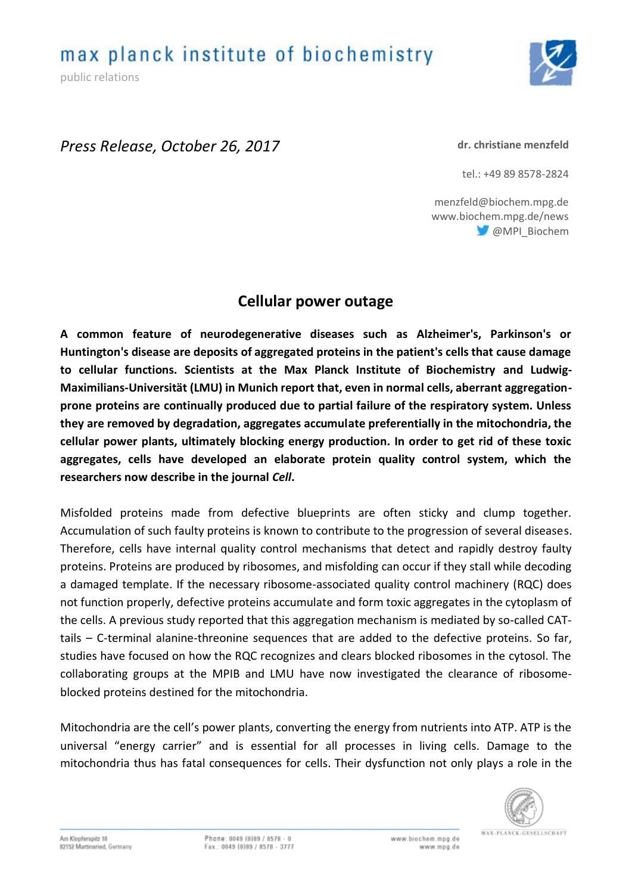max planck institute of biochemistry

public relations

*Press Release, October 26, 2017*

**dr. christiane menzfeld**

tel.: +49 89 8578-2824

menzfeld@biochem.mpg.de
www.biochem.mpg.de/news
@MPI_Biochem

# Cellular power outage

**A common feature of neurodegenerative diseases such as Alzheimer's, Parkinson's or Huntington's disease are deposits of aggregated proteins in the patient's cells that cause damage to cellular functions. Scientists at the Max Planck Institute of Biochemistry and Ludwig-Maximilians-Universität (LMU) in Munich report that, even in normal cells, aberrant aggregation-prone proteins are continually produced due to partial failure of the respiratory system. Unless they are removed by degradation, aggregates accumulate preferentially in the mitochondria, the cellular power plants, ultimately blocking energy production. In order to get rid of these toxic aggregates, cells have developed an elaborate protein quality control system, which the researchers now describe in the journal *Cell*.**

Misfolded proteins made from defective blueprints are often sticky and clump together. Accumulation of such faulty proteins is known to contribute to the progression of several diseases. Therefore, cells have internal quality control mechanisms that detect and rapidly destroy faulty proteins. Proteins are produced by ribosomes, and misfolding can occur if they stall while decoding a damaged template. If the necessary ribosome-associated quality control machinery (RQC) does not function properly, defective proteins accumulate and form toxic aggregates in the cytoplasm of the cells. A previous study reported that this aggregation mechanism is mediated by so-called CAT-tails – C-terminal alanine-threonine sequences that are added to the defective proteins. So far, studies have focused on how the RQC recognizes and clears blocked ribosomes in the cytosol. The collaborating groups at the MPIB and LMU have now investigated the clearance of ribosome-blocked proteins destined for the mitochondria.

Mitochondria are the cell's power plants, converting the energy from nutrients into ATP. ATP is the universal "energy carrier" and is essential for all processes in living cells. Damage to the mitochondria thus has fatal consequences for cells. Their dysfunction not only plays a role in the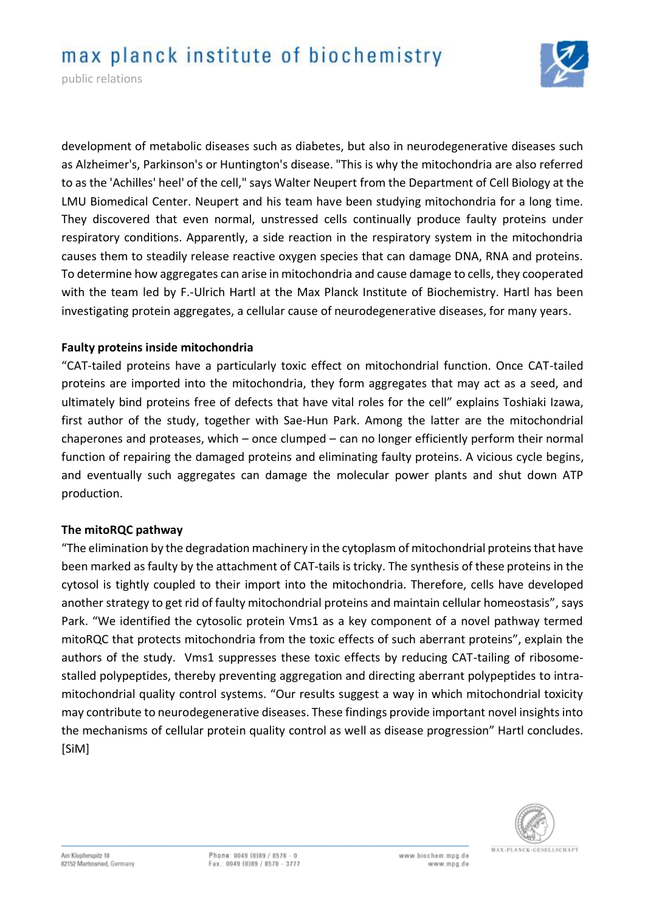development of metabolic diseases such as diabetes, but also in neurodegenerative diseases such as Alzheimer's, Parkinson's or Huntington's disease. "This is why the mitochondria are also referred to as the 'Achilles' heel' of the cell," says Walter Neupert from the Department of Cell Biology at the LMU Biomedical Center. Neupert and his team have been studying mitochondria for a long time. They discovered that even normal, unstressed cells continually produce faulty proteins under respiratory conditions. Apparently, a side reaction in the respiratory system in the mitochondria causes them to steadily release reactive oxygen species that can damage DNA, RNA and proteins. To determine how aggregates can arise in mitochondria and cause damage to cells, they cooperated with the team led by F.-Ulrich Hartl at the Max Planck Institute of Biochemistry. Hartl has been investigating protein aggregates, a cellular cause of neurodegenerative diseases, for many years.

**Faulty proteins inside mitochondria**

"CAT-tailed proteins have a particularly toxic effect on mitochondrial function. Once CAT-tailed proteins are imported into the mitochondria, they form aggregates that may act as a seed, and ultimately bind proteins free of defects that have vital roles for the cell" explains Toshiaki Izawa, first author of the study, together with Sae-Hun Park. Among the latter are the mitochondrial chaperones and proteases, which – once clumped – can no longer efficiently perform their normal function of repairing the damaged proteins and eliminating faulty proteins. A vicious cycle begins, and eventually such aggregates can damage the molecular power plants and shut down ATP production.

**The mitoRQC pathway**

"The elimination by the degradation machinery in the cytoplasm of mitochondrial proteins that have been marked as faulty by the attachment of CAT-tails is tricky. The synthesis of these proteins in the cytosol is tightly coupled to their import into the mitochondria. Therefore, cells have developed another strategy to get rid of faulty mitochondrial proteins and maintain cellular homeostasis", says Park. "We identified the cytosolic protein Vms1 as a key component of a novel pathway termed mitoRQC that protects mitochondria from the toxic effects of such aberrant proteins", explain the authors of the study. Vms1 suppresses these toxic effects by reducing CAT-tailing of ribosome-stalled polypeptides, thereby preventing aggregation and directing aberrant polypeptides to intra-mitochondrial quality control systems. "Our results suggest a way in which mitochondrial toxicity may contribute to neurodegenerative diseases. These findings provide important novel insights into the mechanisms of cellular protein quality control as well as disease progression" Hartl concludes. [SiM]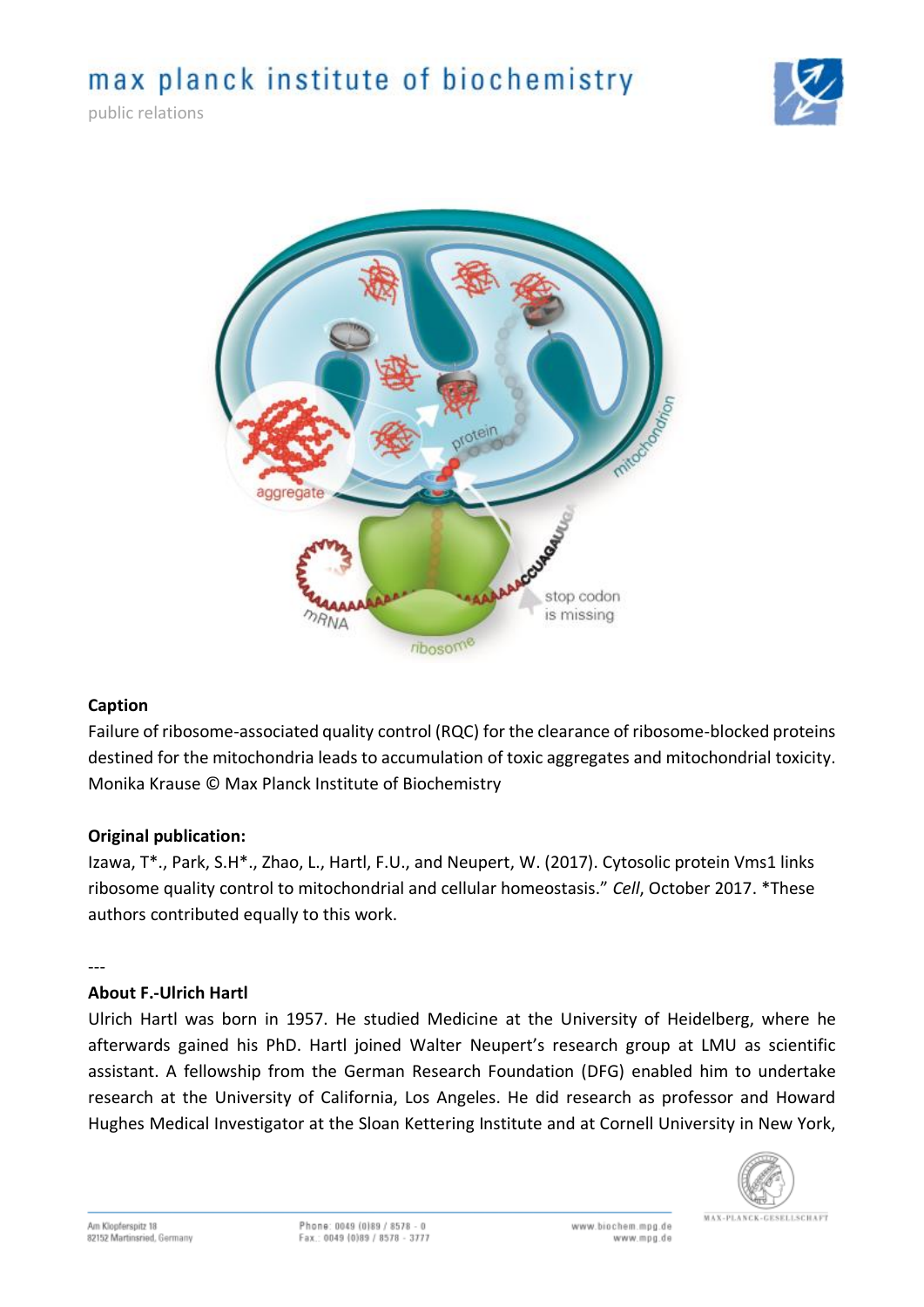**Caption**

Failure of ribosome-associated quality control (RQC) for the clearance of ribosome-blocked proteins destined for the mitochondria leads to accumulation of toxic aggregates and mitochondrial toxicity. Monika Krause © Max Planck Institute of Biochemistry

**Original publication:**

Izawa, T\*., Park, S.H\*., Zhao, L., Hartl, F.U., and Neupert, W. (2017). Cytosolic protein Vms1 links ribosome quality control to mitochondrial and cellular homeostasis." *Cell*, October 2017. \*These authors contributed equally to this work.

---

**About F.-Ulrich Hartl**

Ulrich Hartl was born in 1957. He studied Medicine at the University of Heidelberg, where he afterwards gained his PhD. Hartl joined Walter Neupert's research group at LMU as scientific assistant. A fellowship from the German Research Foundation (DFG) enabled him to undertake research at the University of California, Los Angeles. He did research as professor and Howard Hughes Medical Investigator at the Sloan Kettering Institute and at Cornell University in New York,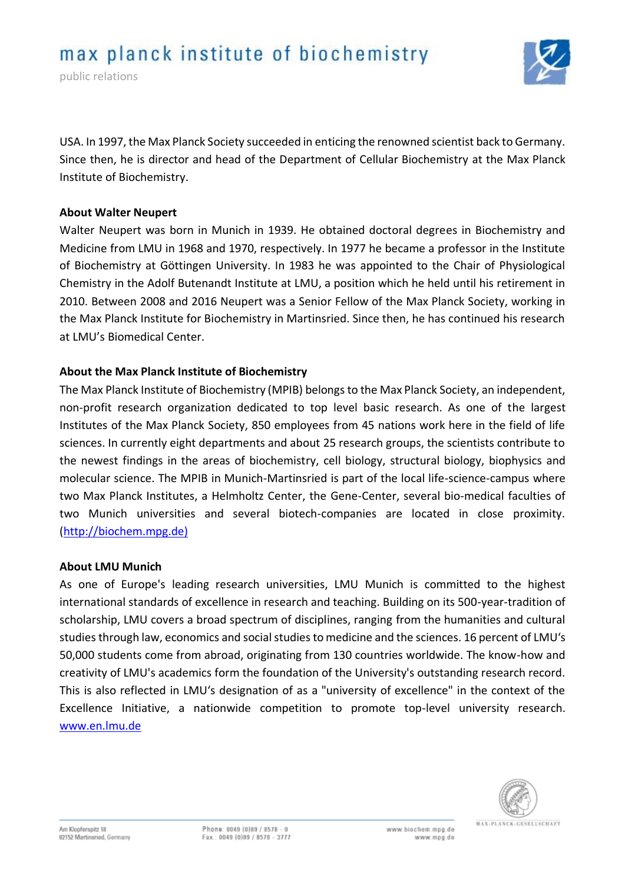USA. In 1997, the Max Planck Society succeeded in enticing the renowned scientist back to Germany. Since then, he is director and head of the Department of Cellular Biochemistry at the Max Planck Institute of Biochemistry.

**About Walter Neupert**

Walter Neupert was born in Munich in 1939. He obtained doctoral degrees in Biochemistry and Medicine from LMU in 1968 and 1970, respectively. In 1977 he became a professor in the Institute of Biochemistry at Göttingen University. In 1983 he was appointed to the Chair of Physiological Chemistry in the Adolf Butenandt Institute at LMU, a position which he held until his retirement in 2010. Between 2008 and 2016 Neupert was a Senior Fellow of the Max Planck Society, working in the Max Planck Institute for Biochemistry in Martinsried. Since then, he has continued his research at LMU's Biomedical Center.

**About the Max Planck Institute of Biochemistry**

The Max Planck Institute of Biochemistry (MPIB) belongs to the Max Planck Society, an independent, non-profit research organization dedicated to top level basic research. As one of the largest Institutes of the Max Planck Society, 850 employees from 45 nations work here in the field of life sciences. In currently eight departments and about 25 research groups, the scientists contribute to the newest findings in the areas of biochemistry, cell biology, structural biology, biophysics and molecular science. The MPIB in Munich-Martinsried is part of the local life-science-campus where two Max Planck Institutes, a Helmholtz Center, the Gene-Center, several bio-medical faculties of two Munich universities and several biotech-companies are located in close proximity. (http://biochem.mpg.de)

**About LMU Munich**

As one of Europe's leading research universities, LMU Munich is committed to the highest international standards of excellence in research and teaching. Building on its 500-year-tradition of scholarship, LMU covers a broad spectrum of disciplines, ranging from the humanities and cultural studies through law, economics and social studies to medicine and the sciences. 16 percent of LMU's 50,000 students come from abroad, originating from 130 countries worldwide. The know-how and creativity of LMU's academics form the foundation of the University's outstanding research record. This is also reflected in LMU's designation of as a "university of excellence" in the context of the Excellence Initiative, a nationwide competition to promote top-level university research. www.en.lmu.de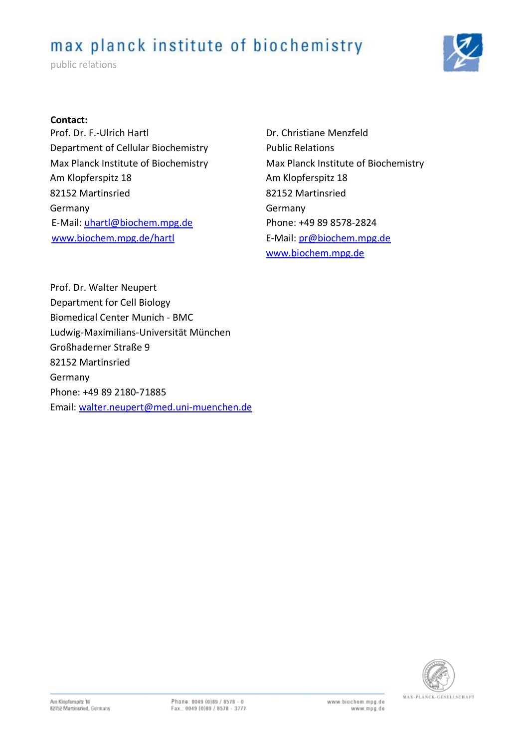**Contact:**

Prof. Dr. F.-Ulrich Hartl
Department of Cellular Biochemistry
Max Planck Institute of Biochemistry
Am Klopferspitz 18
82152 Martinsried
Germany
E-Mail: uhartl@biochem.mpg.de
www.biochem.mpg.de/hartl

Dr. Christiane Menzfeld
Public Relations
Max Planck Institute of Biochemistry
Am Klopferspitz 18
82152 Martinsried
Germany
Phone: +49 89 8578-2824
E-Mail: pr@biochem.mpg.de
www.biochem.mpg.de

Prof. Dr. Walter Neupert
Department for Cell Biology
Biomedical Center Munich - BMC
Ludwig-Maximilians-Universität München
Großhaderner Straße 9
82152 Martinsried
Germany
Phone: +49 89 2180-71885
Email: walter.neupert@med.uni-muenchen.de